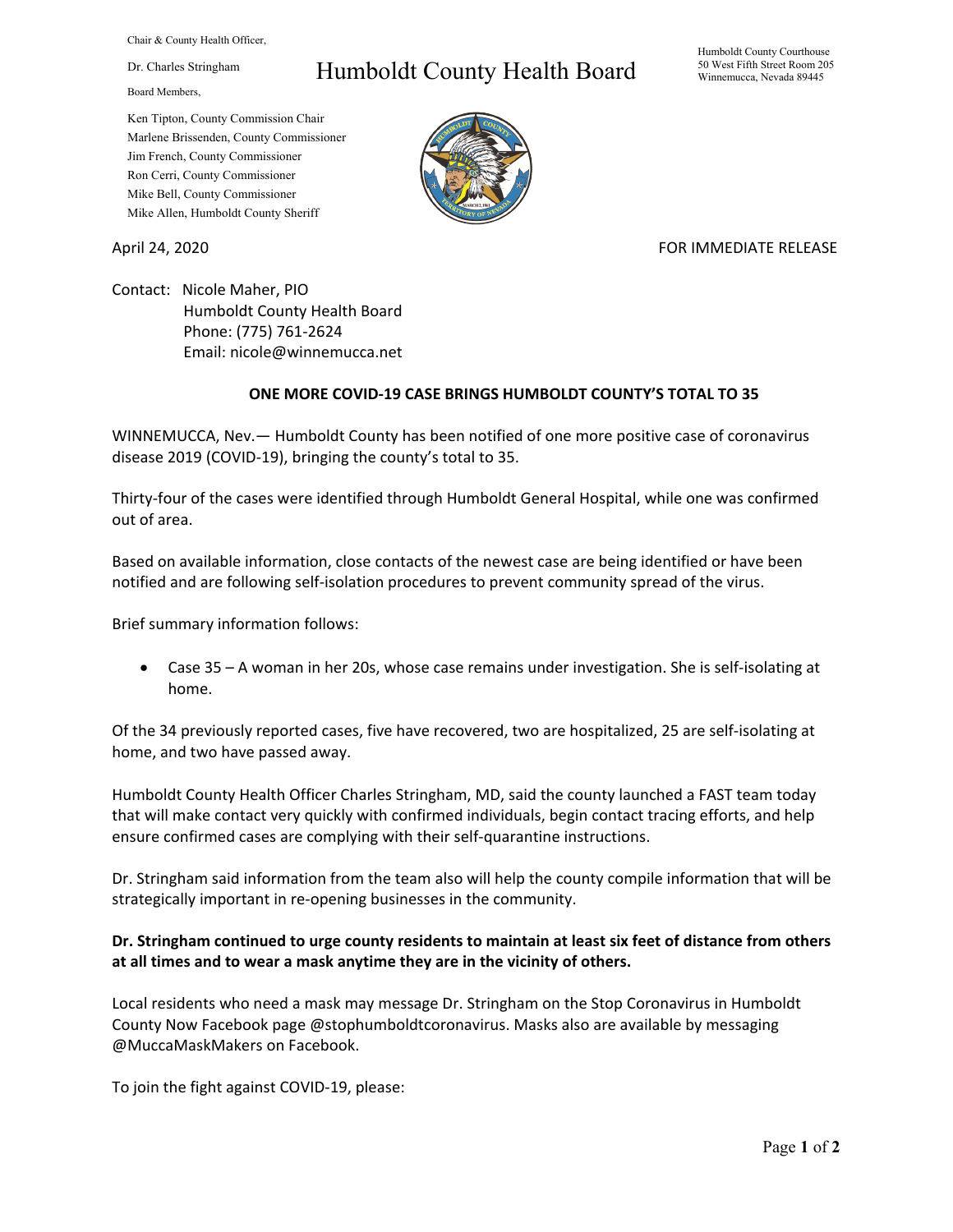Chair & County Health Officer,

Dr. Charles Stringham

Board Members,

Ken Tipton, County Commission Chair
Marlene Brissenden, County Commissioner
Jim French, County Commissioner
Ron Cerri, County Commissioner
Mike Bell, County Commissioner
Mike Allen, Humboldt County Sheriff

# Humboldt County Health Board

Humboldt County Courthouse
50 West Fifth Street Room 205
Winnemucca, Nevada 89445

April 24, 2020

FOR IMMEDIATE RELEASE

Contact: Nicole Maher, PIO
Humboldt County Health Board
Phone: (775) 761-2624
Email: nicole@winnemucca.net

## ONE MORE COVID-19 CASE BRINGS HUMBOLDT COUNTY'S TOTAL TO 35

WINNEMUCCA, Nev.— Humboldt County has been notified of one more positive case of coronavirus disease 2019 (COVID-19), bringing the county's total to 35.

Thirty-four of the cases were identified through Humboldt General Hospital, while one was confirmed out of area.

Based on available information, close contacts of the newest case are being identified or have been notified and are following self-isolation procedures to prevent community spread of the virus.

Brief summary information follows:

- Case 35 – A woman in her 20s, whose case remains under investigation. She is self-isolating at home.

Of the 34 previously reported cases, five have recovered, two are hospitalized, 25 are self-isolating at home, and two have passed away.

Humboldt County Health Officer Charles Stringham, MD, said the county launched a FAST team today that will make contact very quickly with confirmed individuals, begin contact tracing efforts, and help ensure confirmed cases are complying with their self-quarantine instructions.

Dr. Stringham said information from the team also will help the county compile information that will be strategically important in re-opening businesses in the community.

**Dr. Stringham continued to urge county residents to maintain at least six feet of distance from others at all times and to wear a mask anytime they are in the vicinity of others.**

Local residents who need a mask may message Dr. Stringham on the Stop Coronavirus in Humboldt County Now Facebook page @stophumboldtcoronavirus. Masks also are available by messaging @MuccaMaskMakers on Facebook.

To join the fight against COVID-19, please: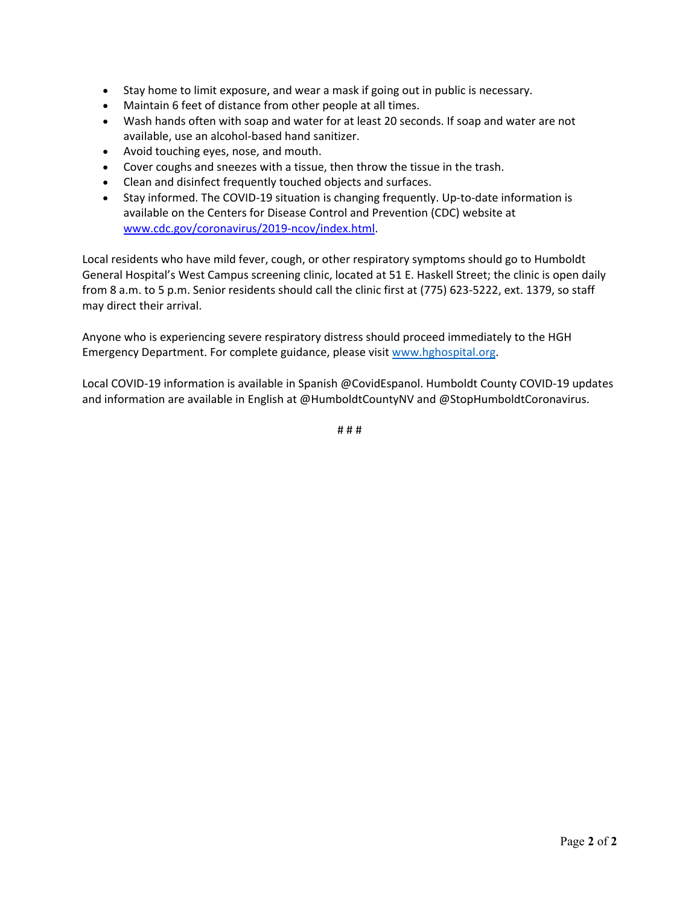- Stay home to limit exposure, and wear a mask if going out in public is necessary.
- Maintain 6 feet of distance from other people at all times.
- Wash hands often with soap and water for at least 20 seconds. If soap and water are not available, use an alcohol-based hand sanitizer.
- Avoid touching eyes, nose, and mouth.
- Cover coughs and sneezes with a tissue, then throw the tissue in the trash.
- Clean and disinfect frequently touched objects and surfaces.
- Stay informed. The COVID-19 situation is changing frequently. Up-to-date information is available on the Centers for Disease Control and Prevention (CDC) website at www.cdc.gov/coronavirus/2019-ncov/index.html.

Local residents who have mild fever, cough, or other respiratory symptoms should go to Humboldt General Hospital's West Campus screening clinic, located at 51 E. Haskell Street; the clinic is open daily from 8 a.m. to 5 p.m. Senior residents should call the clinic first at (775) 623-5222, ext. 1379, so staff may direct their arrival.

Anyone who is experiencing severe respiratory distress should proceed immediately to the HGH Emergency Department. For complete guidance, please visit www.hghospital.org.

Local COVID-19 information is available in Spanish @CovidEspanol. Humboldt County COVID-19 updates and information are available in English at @HumboldtCountyNV and @StopHumboldtCoronavirus.

# # #